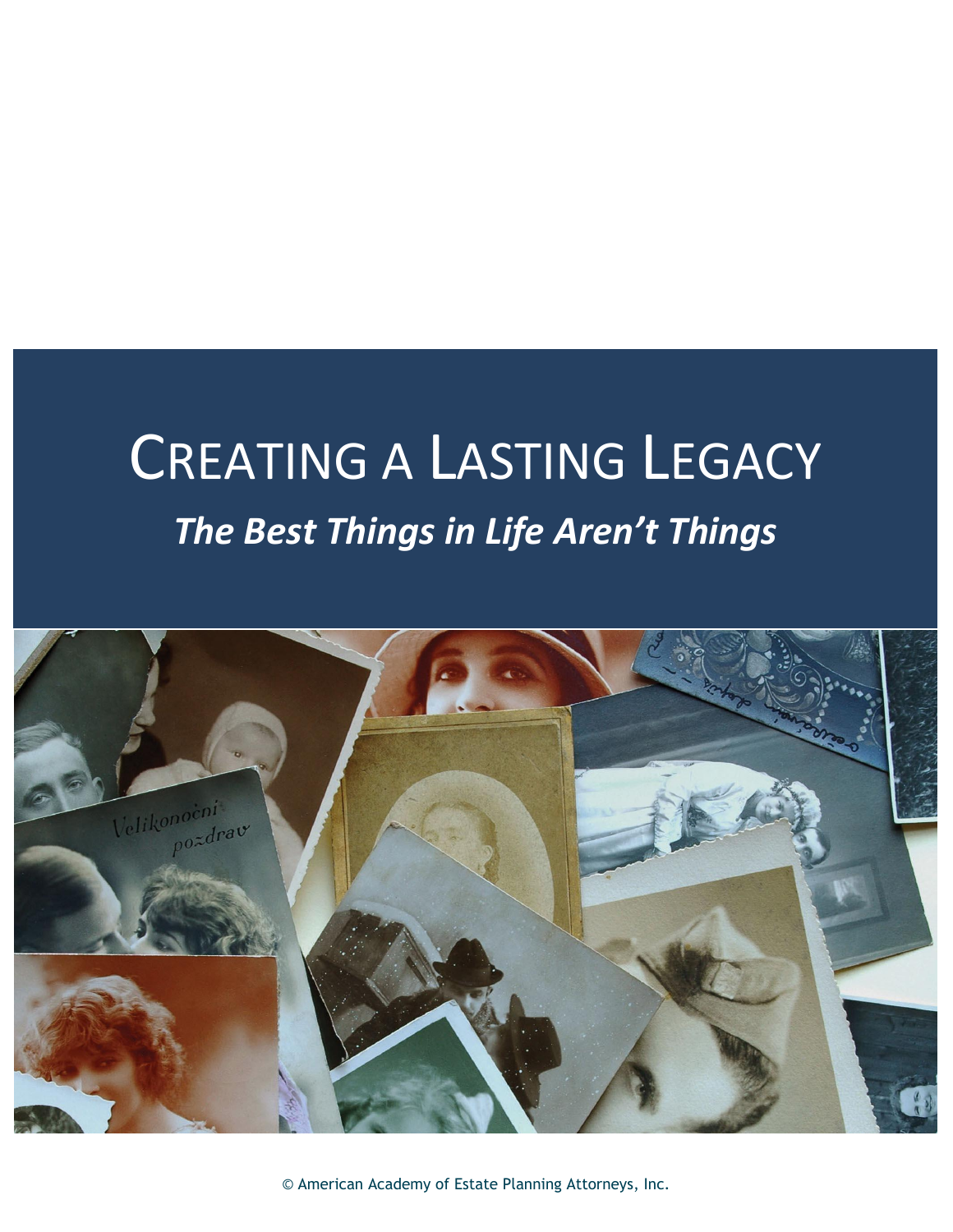# Creating a Lasting Legacy

## *The Best Things in Life Aren't Things*

© American Academy of Estate Planning Attorneys, Inc.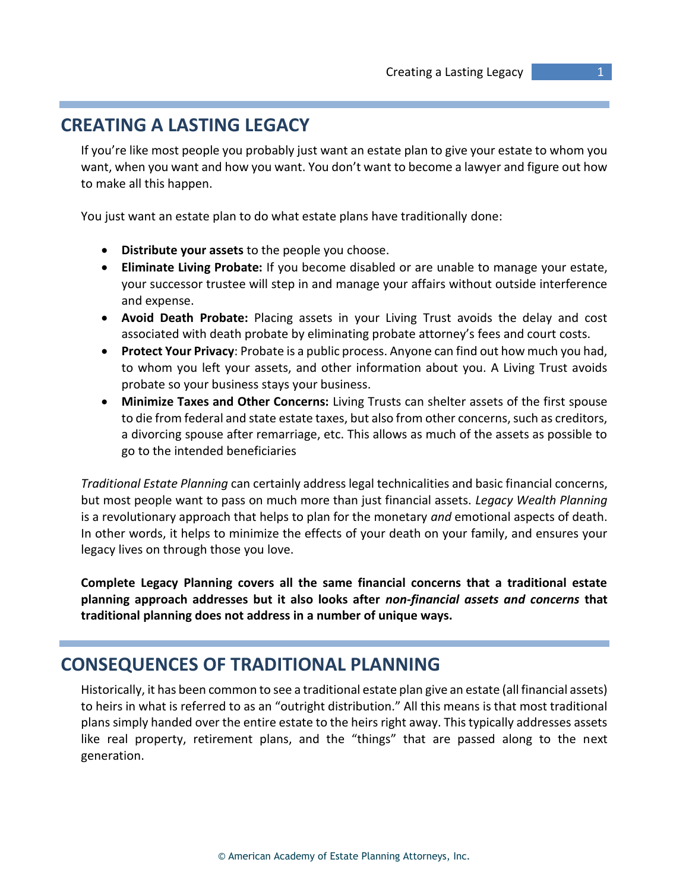## CREATING A LASTING LEGACY

If you're like most people you probably just want an estate plan to give your estate to whom you want, when you want and how you want. You don't want to become a lawyer and figure out how to make all this happen.

You just want an estate plan to do what estate plans have traditionally done:

- **Distribute your assets** to the people you choose.
- **Eliminate Living Probate:** If you become disabled or are unable to manage your estate, your successor trustee will step in and manage your affairs without outside interference and expense.
- **Avoid Death Probate:** Placing assets in your Living Trust avoids the delay and cost associated with death probate by eliminating probate attorney's fees and court costs.
- **Protect Your Privacy**: Probate is a public process. Anyone can find out how much you had, to whom you left your assets, and other information about you. A Living Trust avoids probate so your business stays your business.
- **Minimize Taxes and Other Concerns:** Living Trusts can shelter assets of the first spouse to die from federal and state estate taxes, but also from other concerns, such as creditors, a divorcing spouse after remarriage, etc. This allows as much of the assets as possible to go to the intended beneficiaries

*Traditional Estate Planning* can certainly address legal technicalities and basic financial concerns, but most people want to pass on much more than just financial assets. *Legacy Wealth Planning* is a revolutionary approach that helps to plan for the monetary *and* emotional aspects of death. In other words, it helps to minimize the effects of your death on your family, and ensures your legacy lives on through those you love.

**Complete Legacy Planning covers all the same financial concerns that a traditional estate planning approach addresses but it also looks after *non-financial assets and concerns* that traditional planning does not address in a number of unique ways.**

## CONSEQUENCES OF TRADITIONAL PLANNING

Historically, it has been common to see a traditional estate plan give an estate (all financial assets) to heirs in what is referred to as an "outright distribution." All this means is that most traditional plans simply handed over the entire estate to the heirs right away. This typically addresses assets like real property, retirement plans, and the "things" that are passed along to the next generation.

© American Academy of Estate Planning Attorneys, Inc.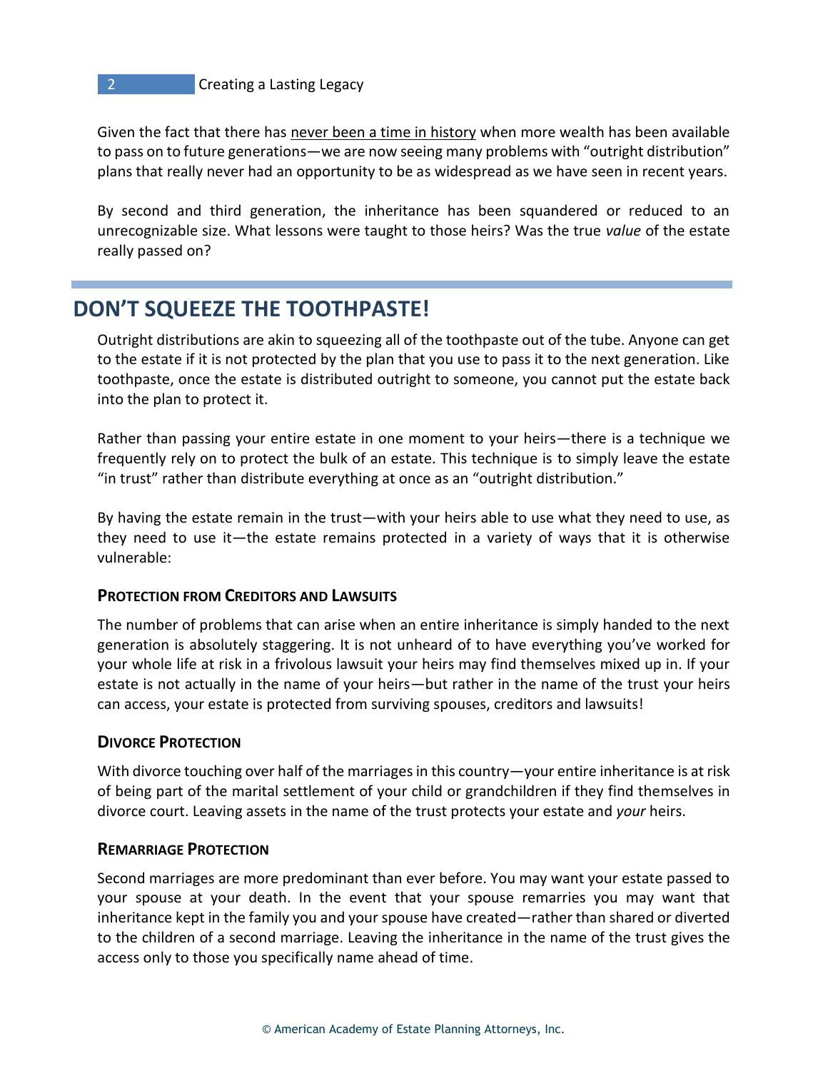Given the fact that there has never been a time in history when more wealth has been available to pass on to future generations—we are now seeing many problems with "outright distribution" plans that really never had an opportunity to be as widespread as we have seen in recent years.

By second and third generation, the inheritance has been squandered or reduced to an unrecognizable size. What lessons were taught to those heirs? Was the true *value* of the estate really passed on?

## DON'T SQUEEZE THE TOOTHPASTE!

Outright distributions are akin to squeezing all of the toothpaste out of the tube. Anyone can get to the estate if it is not protected by the plan that you use to pass it to the next generation. Like toothpaste, once the estate is distributed outright to someone, you cannot put the estate back into the plan to protect it.

Rather than passing your entire estate in one moment to your heirs—there is a technique we frequently rely on to protect the bulk of an estate. This technique is to simply leave the estate "in trust" rather than distribute everything at once as an "outright distribution."

By having the estate remain in the trust—with your heirs able to use what they need to use, as they need to use it—the estate remains protected in a variety of ways that it is otherwise vulnerable:

### Protection from Creditors and Lawsuits

The number of problems that can arise when an entire inheritance is simply handed to the next generation is absolutely staggering. It is not unheard of to have everything you've worked for your whole life at risk in a frivolous lawsuit your heirs may find themselves mixed up in. If your estate is not actually in the name of your heirs—but rather in the name of the trust your heirs can access, your estate is protected from surviving spouses, creditors and lawsuits!

### Divorce Protection

With divorce touching over half of the marriages in this country—your entire inheritance is at risk of being part of the marital settlement of your child or grandchildren if they find themselves in divorce court. Leaving assets in the name of the trust protects your estate and *your* heirs.

### Remarriage Protection

Second marriages are more predominant than ever before. You may want your estate passed to your spouse at your death. In the event that your spouse remarries you may want that inheritance kept in the family you and your spouse have created—rather than shared or diverted to the children of a second marriage. Leaving the inheritance in the name of the trust gives the access only to those you specifically name ahead of time.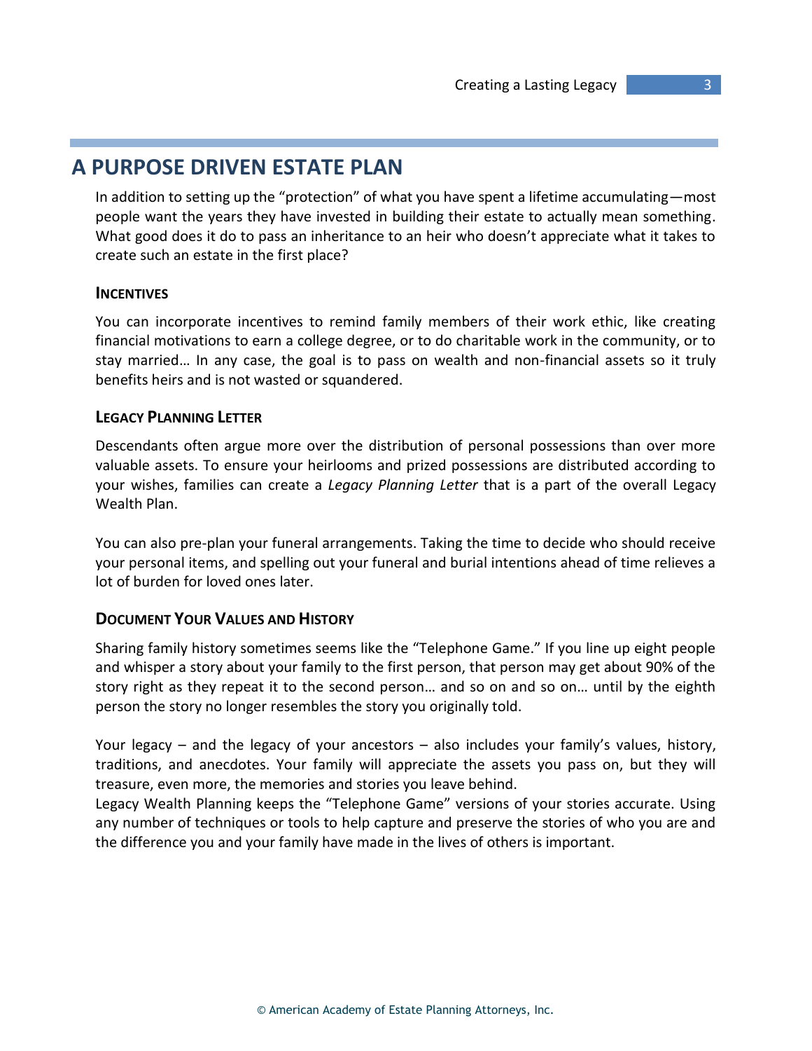# A PURPOSE DRIVEN ESTATE PLAN

In addition to setting up the "protection" of what you have spent a lifetime accumulating—most people want the years they have invested in building their estate to actually mean something. What good does it do to pass an inheritance to an heir who doesn't appreciate what it takes to create such an estate in the first place?

### INCENTIVES

You can incorporate incentives to remind family members of their work ethic, like creating financial motivations to earn a college degree, or to do charitable work in the community, or to stay married… In any case, the goal is to pass on wealth and non-financial assets so it truly benefits heirs and is not wasted or squandered.

### LEGACY PLANNING LETTER

Descendants often argue more over the distribution of personal possessions than over more valuable assets. To ensure your heirlooms and prized possessions are distributed according to your wishes, families can create a *Legacy Planning Letter* that is a part of the overall Legacy Wealth Plan.

You can also pre-plan your funeral arrangements. Taking the time to decide who should receive your personal items, and spelling out your funeral and burial intentions ahead of time relieves a lot of burden for loved ones later.

### DOCUMENT YOUR VALUES AND HISTORY

Sharing family history sometimes seems like the "Telephone Game." If you line up eight people and whisper a story about your family to the first person, that person may get about 90% of the story right as they repeat it to the second person… and so on and so on… until by the eighth person the story no longer resembles the story you originally told.

Your legacy – and the legacy of your ancestors – also includes your family's values, history, traditions, and anecdotes. Your family will appreciate the assets you pass on, but they will treasure, even more, the memories and stories you leave behind.
Legacy Wealth Planning keeps the "Telephone Game" versions of your stories accurate. Using any number of techniques or tools to help capture and preserve the stories of who you are and the difference you and your family have made in the lives of others is important.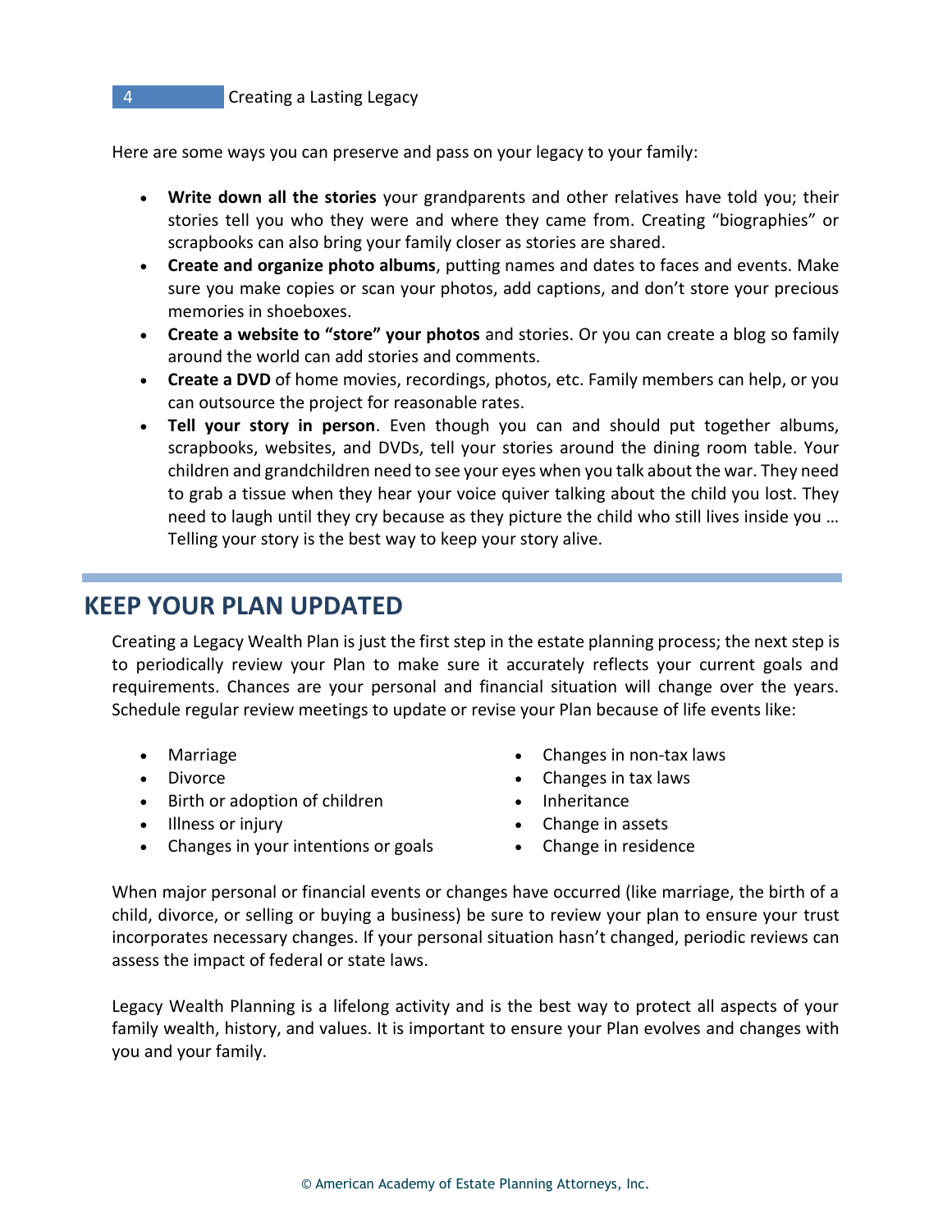Here are some ways you can preserve and pass on your legacy to your family:

- **Write down all the stories** your grandparents and other relatives have told you; their stories tell you who they were and where they came from. Creating "biographies" or scrapbooks can also bring your family closer as stories are shared.
- **Create and organize photo albums**, putting names and dates to faces and events. Make sure you make copies or scan your photos, add captions, and don't store your precious memories in shoeboxes.
- **Create a website to "store" your photos** and stories. Or you can create a blog so family around the world can add stories and comments.
- **Create a DVD** of home movies, recordings, photos, etc. Family members can help, or you can outsource the project for reasonable rates.
- **Tell your story in person**. Even though you can and should put together albums, scrapbooks, websites, and DVDs, tell your stories around the dining room table. Your children and grandchildren need to see your eyes when you talk about the war. They need to grab a tissue when they hear your voice quiver talking about the child you lost. They need to laugh until they cry because as they picture the child who still lives inside you … Telling your story is the best way to keep your story alive.

## KEEP YOUR PLAN UPDATED

Creating a Legacy Wealth Plan is just the first step in the estate planning process; the next step is to periodically review your Plan to make sure it accurately reflects your current goals and requirements. Chances are your personal and financial situation will change over the years. Schedule regular review meetings to update or revise your Plan because of life events like:

- Marriage
- Divorce
- Birth or adoption of children
- Illness or injury
- Changes in your intentions or goals
- Changes in non-tax laws
- Changes in tax laws
- Inheritance
- Change in assets
- Change in residence

When major personal or financial events or changes have occurred (like marriage, the birth of a child, divorce, or selling or buying a business) be sure to review your plan to ensure your trust incorporates necessary changes. If your personal situation hasn't changed, periodic reviews can assess the impact of federal or state laws.

Legacy Wealth Planning is a lifelong activity and is the best way to protect all aspects of your family wealth, history, and values. It is important to ensure your Plan evolves and changes with you and your family.